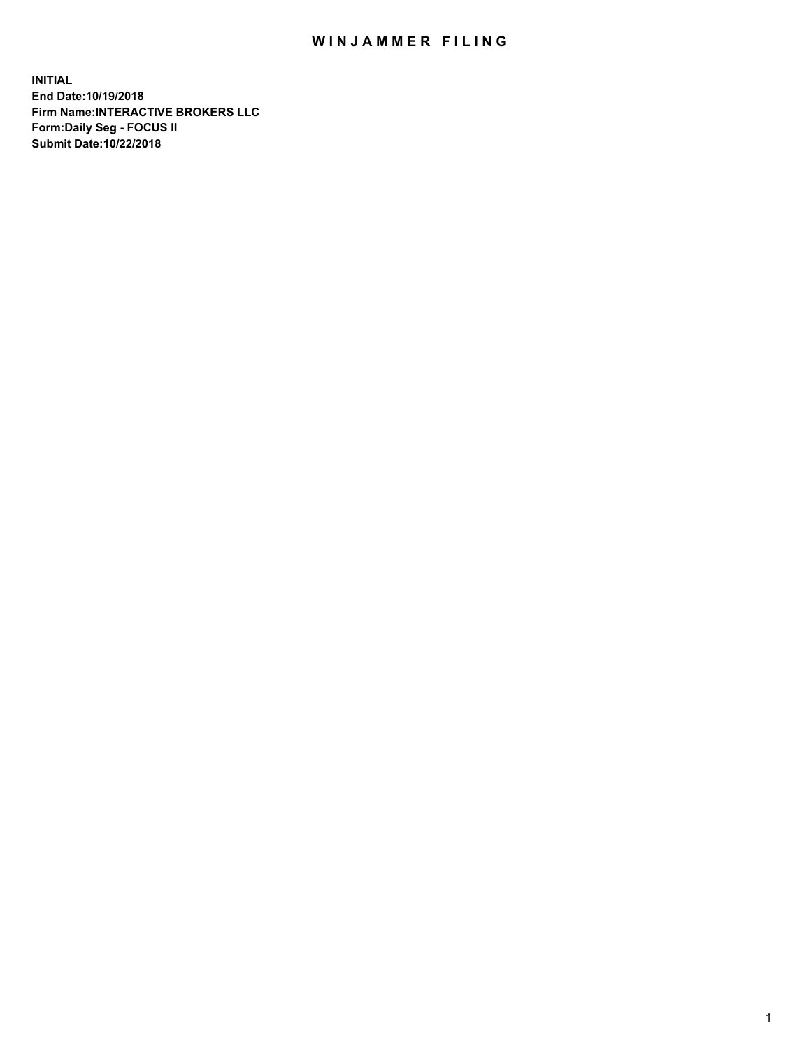# WINJAMMER FILING

**INITIAL**
**End Date:10/19/2018**
**Firm Name:INTERACTIVE BROKERS LLC**
**Form:Daily Seg - FOCUS II**
**Submit Date:10/22/2018**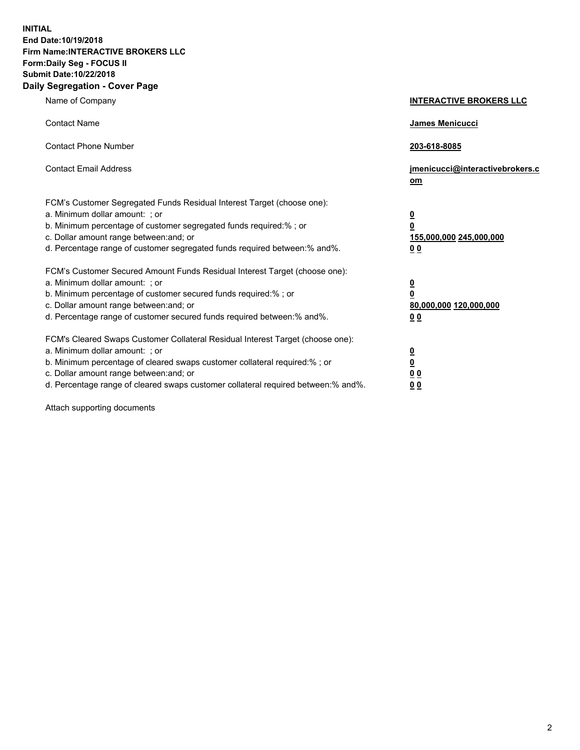**INITIAL**
**End Date:10/19/2018**
**Firm Name:INTERACTIVE BROKERS LLC**
**Form:Daily Seg - FOCUS II**
**Submit Date:10/22/2018**
**Daily Segregation - Cover Page**

| | |
|---|---|
| Name of Company | **INTERACTIVE BROKERS LLC** |
| Contact Name | **James Menicucci** |
| Contact Phone Number | **203-618-8085** |
| Contact Email Address | **jmenicucci@interactivebrokers.com** |
| FCM's Customer Segregated Funds Residual Interest Target (choose one): | |
| a. Minimum dollar amount: ; or | **0** |
| b. Minimum percentage of customer segregated funds required:% ; or | **0** |
| c. Dollar amount range between:and; or | **155,000,000 245,000,000** |
| d. Percentage range of customer segregated funds required between:% and%. | **0 0** |
| FCM's Customer Secured Amount Funds Residual Interest Target (choose one): | |
| a. Minimum dollar amount: ; or | **0** |
| b. Minimum percentage of customer secured funds required:% ; or | **0** |
| c. Dollar amount range between:and; or | **80,000,000 120,000,000** |
| d. Percentage range of customer secured funds required between:% and%. | **0 0** |
| FCM's Cleared Swaps Customer Collateral Residual Interest Target (choose one): | |
| a. Minimum dollar amount: ; or | **0** |
| b. Minimum percentage of cleared swaps customer collateral required:% ; or | **0** |
| c. Dollar amount range between:and; or | **0 0** |
| d. Percentage range of cleared swaps customer collateral required between:% and%. | **0 0** |

Attach supporting documents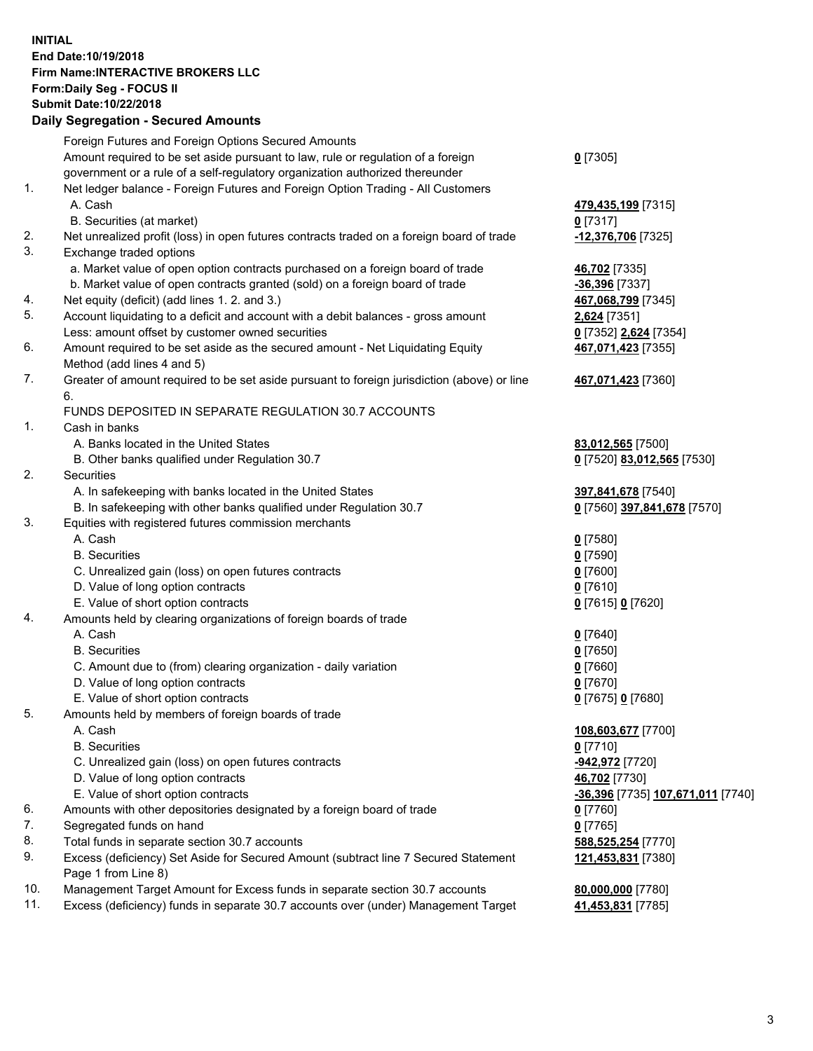**INITIAL**
**End Date:10/19/2018**
**Firm Name:INTERACTIVE BROKERS LLC**
**Form:Daily Seg - FOCUS II**
**Submit Date:10/22/2018**

## Daily Segregation - Secured Amounts

| | | |
|---|---|---|
| | Foreign Futures and Foreign Options Secured Amounts | |
| | Amount required to be set aside pursuant to law, rule or regulation of a foreign government or a rule of a self-regulatory organization authorized thereunder | **0** [7305] |
| 1. | Net ledger balance - Foreign Futures and Foreign Option Trading - All Customers | |
| | A. Cash | **479,435,199** [7315] |
| | B. Securities (at market) | **0** [7317] |
| 2. | Net unrealized profit (loss) in open futures contracts traded on a foreign board of trade | **-12,376,706** [7325] |
| 3. | Exchange traded options | |
| | a. Market value of open option contracts purchased on a foreign board of trade | **46,702** [7335] |
| | b. Market value of open contracts granted (sold) on a foreign board of trade | **-36,396** [7337] |
| 4. | Net equity (deficit) (add lines 1. 2. and 3.) | **467,068,799** [7345] |
| 5. | Account liquidating to a deficit and account with a debit balances - gross amount | **2,624** [7351] |
| | Less: amount offset by customer owned securities | **0** [7352] **2,624** [7354] |
| 6. | Amount required to be set aside as the secured amount - Net Liquidating Equity Method (add lines 4 and 5) | **467,071,423** [7355] |
| 7. | Greater of amount required to be set aside pursuant to foreign jurisdiction (above) or line 6. | **467,071,423** [7360] |
| | FUNDS DEPOSITED IN SEPARATE REGULATION 30.7 ACCOUNTS | |
| 1. | Cash in banks | |
| | A. Banks located in the United States | **83,012,565** [7500] |
| | B. Other banks qualified under Regulation 30.7 | **0** [7520] **83,012,565** [7530] |
| 2. | Securities | |
| | A. In safekeeping with banks located in the United States | **397,841,678** [7540] |
| | B. In safekeeping with other banks qualified under Regulation 30.7 | **0** [7560] **397,841,678** [7570] |
| 3. | Equities with registered futures commission merchants | |
| | A. Cash | **0** [7580] |
| | B. Securities | **0** [7590] |
| | C. Unrealized gain (loss) on open futures contracts | **0** [7600] |
| | D. Value of long option contracts | **0** [7610] |
| | E. Value of short option contracts | **0** [7615] **0** [7620] |
| 4. | Amounts held by clearing organizations of foreign boards of trade | |
| | A. Cash | **0** [7640] |
| | B. Securities | **0** [7650] |
| | C. Amount due to (from) clearing organization - daily variation | **0** [7660] |
| | D. Value of long option contracts | **0** [7670] |
| | E. Value of short option contracts | **0** [7675] **0** [7680] |
| 5. | Amounts held by members of foreign boards of trade | |
| | A. Cash | **108,603,677** [7700] |
| | B. Securities | **0** [7710] |
| | C. Unrealized gain (loss) on open futures contracts | **-942,972** [7720] |
| | D. Value of long option contracts | **46,702** [7730] |
| | E. Value of short option contracts | **-36,396** [7735] **107,671,011** [7740] |
| 6. | Amounts with other depositories designated by a foreign board of trade | **0** [7760] |
| 7. | Segregated funds on hand | **0** [7765] |
| 8. | Total funds in separate section 30.7 accounts | **588,525,254** [7770] |
| 9. | Excess (deficiency) Set Aside for Secured Amount (subtract line 7 Secured Statement Page 1 from Line 8) | **121,453,831** [7380] |
| 10. | Management Target Amount for Excess funds in separate section 30.7 accounts | **80,000,000** [7780] |
| 11. | Excess (deficiency) funds in separate 30.7 accounts over (under) Management Target | **41,453,831** [7785] |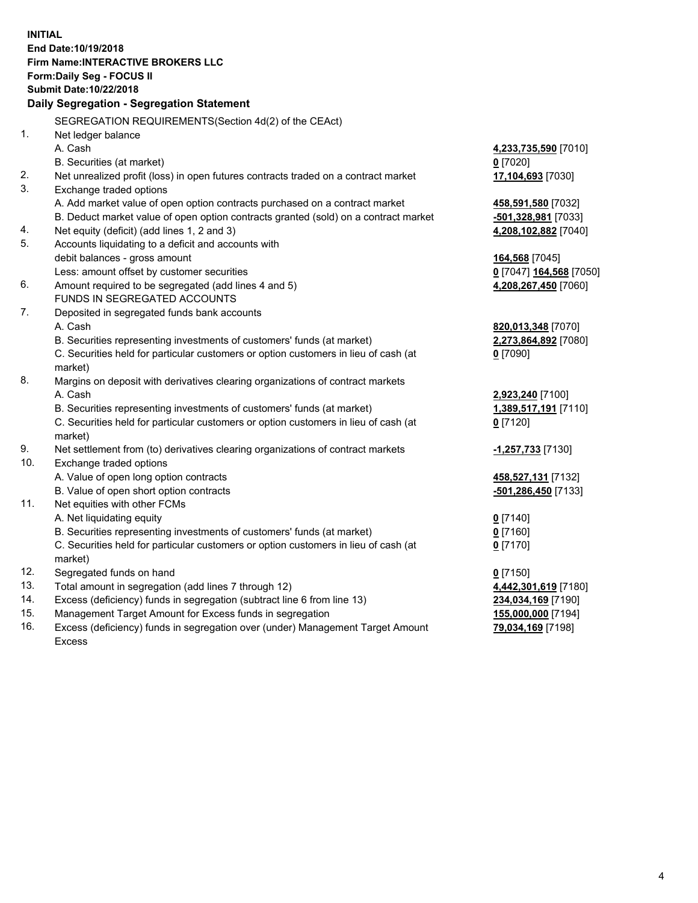**INITIAL**
**End Date:10/19/2018**
**Firm Name:INTERACTIVE BROKERS LLC**
**Form:Daily Seg - FOCUS II**
**Submit Date:10/22/2018**

**Daily Segregation - Segregation Statement**

| | | |
|---|---|---|
| | SEGREGATION REQUIREMENTS(Section 4d(2) of the CEAct) | |
| 1. | Net ledger balance | |
| | A. Cash | **4,233,735,590** [7010] |
| | B. Securities (at market) | **0** [7020] |
| 2. | Net unrealized profit (loss) in open futures contracts traded on a contract market | **17,104,693** [7030] |
| 3. | Exchange traded options | |
| | A. Add market value of open option contracts purchased on a contract market | **458,591,580** [7032] |
| | B. Deduct market value of open option contracts granted (sold) on a contract market | **-501,328,981** [7033] |
| 4. | Net equity (deficit) (add lines 1, 2 and 3) | **4,208,102,882** [7040] |
| 5. | Accounts liquidating to a deficit and accounts with debit balances - gross amount | **164,568** [7045] |
| | Less: amount offset by customer securities | **0** [7047] **164,568** [7050] |
| 6. | Amount required to be segregated (add lines 4 and 5) | **4,208,267,450** [7060] |
| | FUNDS IN SEGREGATED ACCOUNTS | |
| 7. | Deposited in segregated funds bank accounts | |
| | A. Cash | **820,013,348** [7070] |
| | B. Securities representing investments of customers' funds (at market) | **2,273,864,892** [7080] |
| | C. Securities held for particular customers or option customers in lieu of cash (at market) | **0** [7090] |
| 8. | Margins on deposit with derivatives clearing organizations of contract markets | |
| | A. Cash | **2,923,240** [7100] |
| | B. Securities representing investments of customers' funds (at market) | **1,389,517,191** [7110] |
| | C. Securities held for particular customers or option customers in lieu of cash (at market) | **0** [7120] |
| 9. | Net settlement from (to) derivatives clearing organizations of contract markets | **-1,257,733** [7130] |
| 10. | Exchange traded options | |
| | A. Value of open long option contracts | **458,527,131** [7132] |
| | B. Value of open short option contracts | **-501,286,450** [7133] |
| 11. | Net equities with other FCMs | |
| | A. Net liquidating equity | **0** [7140] |
| | B. Securities representing investments of customers' funds (at market) | **0** [7160] |
| | C. Securities held for particular customers or option customers in lieu of cash (at market) | **0** [7170] |
| 12. | Segregated funds on hand | **0** [7150] |
| 13. | Total amount in segregation (add lines 7 through 12) | **4,442,301,619** [7180] |
| 14. | Excess (deficiency) funds in segregation (subtract line 6 from line 13) | **234,034,169** [7190] |
| 15. | Management Target Amount for Excess funds in segregation | **155,000,000** [7194] |
| 16. | Excess (deficiency) funds in segregation over (under) Management Target Amount Excess | **79,034,169** [7198] |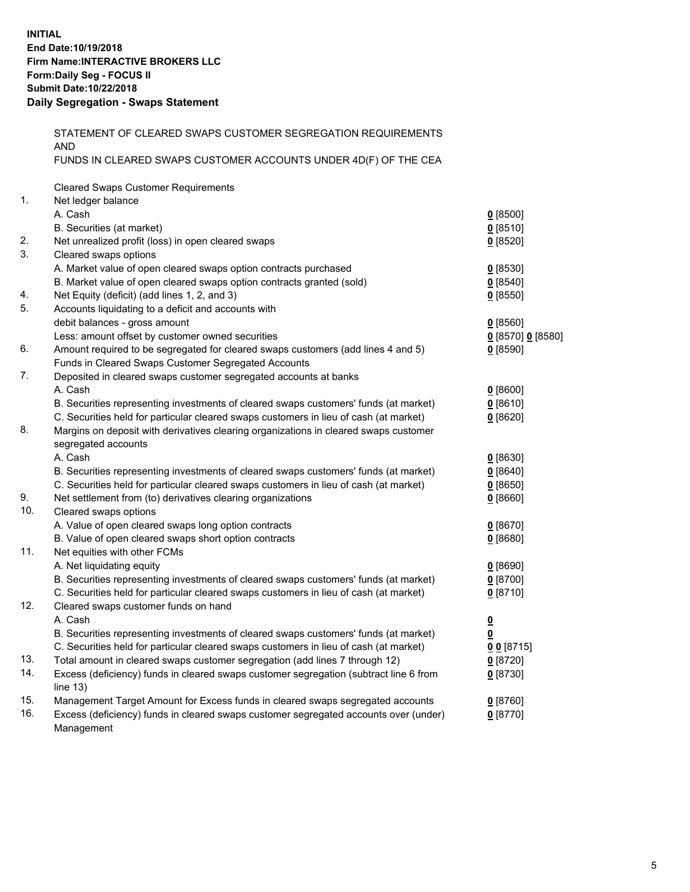**INITIAL**
**End Date:10/19/2018**
**Firm Name:INTERACTIVE BROKERS LLC**
**Form:Daily Seg - FOCUS II**
**Submit Date:10/22/2018**
**Daily Segregation - Swaps Statement**

STATEMENT OF CLEARED SWAPS CUSTOMER SEGREGATION REQUIREMENTS AND FUNDS IN CLEARED SWAPS CUSTOMER ACCOUNTS UNDER 4D(F) OF THE CEA

| | | |
|---|---|---|
| | Cleared Swaps Customer Requirements | |
| 1. | Net ledger balance | |
| | A. Cash | 0 [8500] |
| | B. Securities (at market) | 0 [8510] |
| 2. | Net unrealized profit (loss) in open cleared swaps | 0 [8520] |
| 3. | Cleared swaps options | |
| | A. Market value of open cleared swaps option contracts purchased | 0 [8530] |
| | B. Market value of open cleared swaps option contracts granted (sold) | 0 [8540] |
| 4. | Net Equity (deficit) (add lines 1, 2, and 3) | 0 [8550] |
| 5. | Accounts liquidating to a deficit and accounts with debit balances - gross amount | 0 [8560] |
| | Less: amount offset by customer owned securities | 0 [8570] 0 [8580] |
| 6. | Amount required to be segregated for cleared swaps customers (add lines 4 and 5) | 0 [8590] |
| | Funds in Cleared Swaps Customer Segregated Accounts | |
| 7. | Deposited in cleared swaps customer segregated accounts at banks | |
| | A. Cash | 0 [8600] |
| | B. Securities representing investments of cleared swaps customers' funds (at market) | 0 [8610] |
| | C. Securities held for particular cleared swaps customers in lieu of cash (at market) | 0 [8620] |
| 8. | Margins on deposit with derivatives clearing organizations in cleared swaps customer segregated accounts | |
| | A. Cash | 0 [8630] |
| | B. Securities representing investments of cleared swaps customers' funds (at market) | 0 [8640] |
| | C. Securities held for particular cleared swaps customers in lieu of cash (at market) | 0 [8650] |
| 9. | Net settlement from (to) derivatives clearing organizations | 0 [8660] |
| 10. | Cleared swaps options | |
| | A. Value of open cleared swaps long option contracts | 0 [8670] |
| | B. Value of open cleared swaps short option contracts | 0 [8680] |
| 11. | Net equities with other FCMs | |
| | A. Net liquidating equity | 0 [8690] |
| | B. Securities representing investments of cleared swaps customers' funds (at market) | 0 [8700] |
| | C. Securities held for particular cleared swaps customers in lieu of cash (at market) | 0 [8710] |
| 12. | Cleared swaps customer funds on hand | |
| | A. Cash | 0 |
| | B. Securities representing investments of cleared swaps customers' funds (at market) | 0 |
| | C. Securities held for particular cleared swaps customers in lieu of cash (at market) | 0 0 [8715] |
| 13. | Total amount in cleared swaps customer segregation (add lines 7 through 12) | 0 [8720] |
| 14. | Excess (deficiency) funds in cleared swaps customer segregation (subtract line 6 from line 13) | 0 [8730] |
| 15. | Management Target Amount for Excess funds in cleared swaps segregated accounts | 0 [8760] |
| 16. | Excess (deficiency) funds in cleared swaps customer segregated accounts over (under) Management | 0 [8770] |